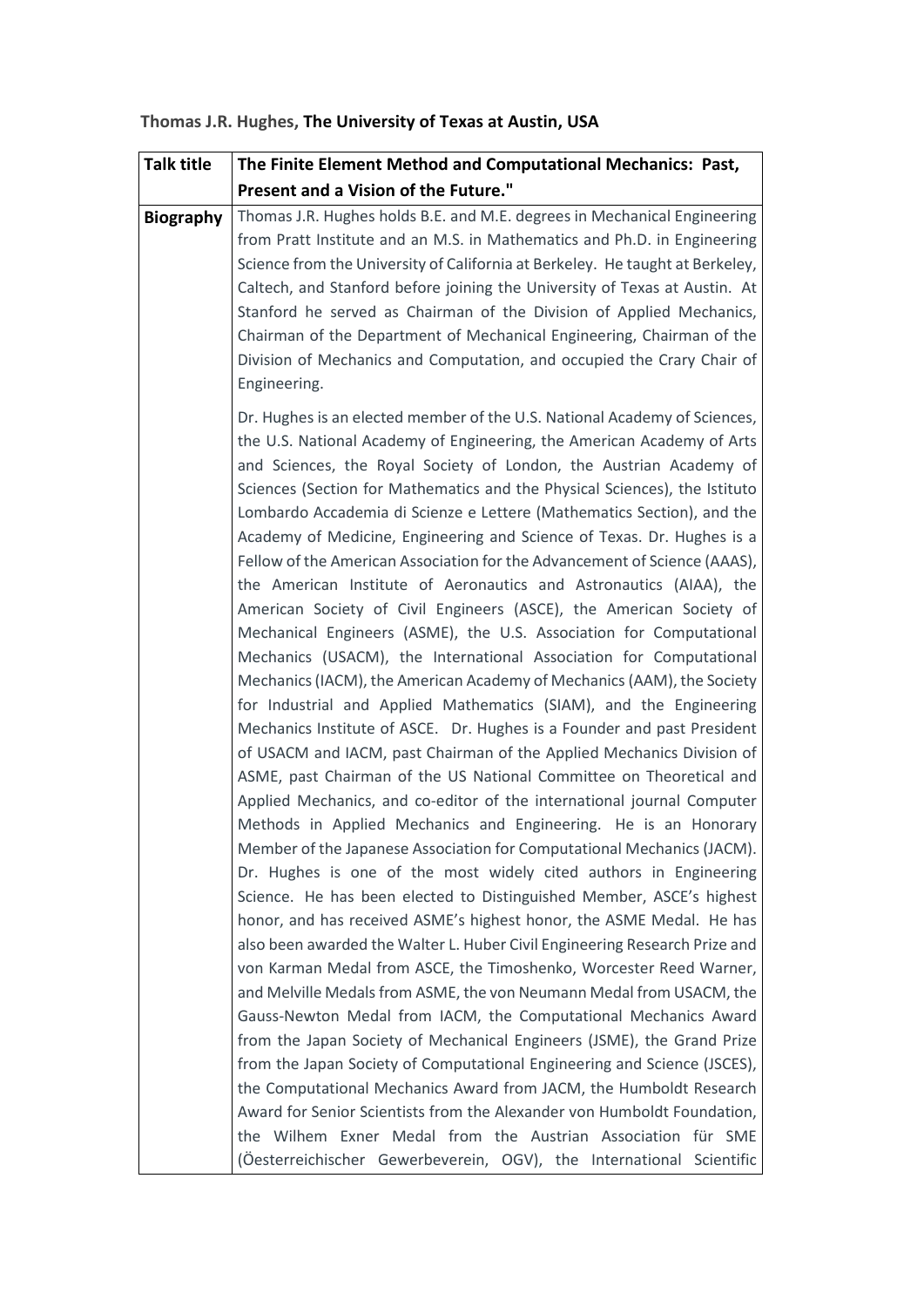**Thomas J.R. Hughes, The University of Texas at Austin, USA**

| **Talk title** | **The Finite Element Method and Computational Mechanics: Past, Present and a Vision of the Future."** |
|---|---|
| **Biography** | Thomas J.R. Hughes holds B.E. and M.E. degrees in Mechanical Engineering from Pratt Institute and an M.S. in Mathematics and Ph.D. in Engineering Science from the University of California at Berkeley. He taught at Berkeley, Caltech, and Stanford before joining the University of Texas at Austin. At Stanford he served as Chairman of the Division of Applied Mechanics, Chairman of the Department of Mechanical Engineering, Chairman of the Division of Mechanics and Computation, and occupied the Crary Chair of Engineering.<br><br>Dr. Hughes is an elected member of the U.S. National Academy of Sciences, the U.S. National Academy of Engineering, the American Academy of Arts and Sciences, the Royal Society of London, the Austrian Academy of Sciences (Section for Mathematics and the Physical Sciences), the Istituto Lombardo Accademia di Scienze e Lettere (Mathematics Section), and the Academy of Medicine, Engineering and Science of Texas. Dr. Hughes is a Fellow of the American Association for the Advancement of Science (AAAS), the American Institute of Aeronautics and Astronautics (AIAA), the American Society of Civil Engineers (ASCE), the American Society of Mechanical Engineers (ASME), the U.S. Association for Computational Mechanics (USACM), the International Association for Computational Mechanics (IACM), the American Academy of Mechanics (AAM), the Society for Industrial and Applied Mathematics (SIAM), and the Engineering Mechanics Institute of ASCE. Dr. Hughes is a Founder and past President of USACM and IACM, past Chairman of the Applied Mechanics Division of ASME, past Chairman of the US National Committee on Theoretical and Applied Mechanics, and co-editor of the international journal Computer Methods in Applied Mechanics and Engineering. He is an Honorary Member of the Japanese Association for Computational Mechanics (JACM). Dr. Hughes is one of the most widely cited authors in Engineering Science. He has been elected to Distinguished Member, ASCE's highest honor, and has received ASME's highest honor, the ASME Medal. He has also been awarded the Walter L. Huber Civil Engineering Research Prize and von Karman Medal from ASCE, the Timoshenko, Worcester Reed Warner, and Melville Medals from ASME, the von Neumann Medal from USACM, the Gauss-Newton Medal from IACM, the Computational Mechanics Award from the Japan Society of Mechanical Engineers (JSME), the Grand Prize from the Japan Society of Computational Engineering and Science (JSCES), the Computational Mechanics Award from JACM, the Humboldt Research Award for Senior Scientists from the Alexander von Humboldt Foundation, the Wilhem Exner Medal from the Austrian Association für SME (Öesterreichischer Gewerbeverein, OGV), the International Scientific |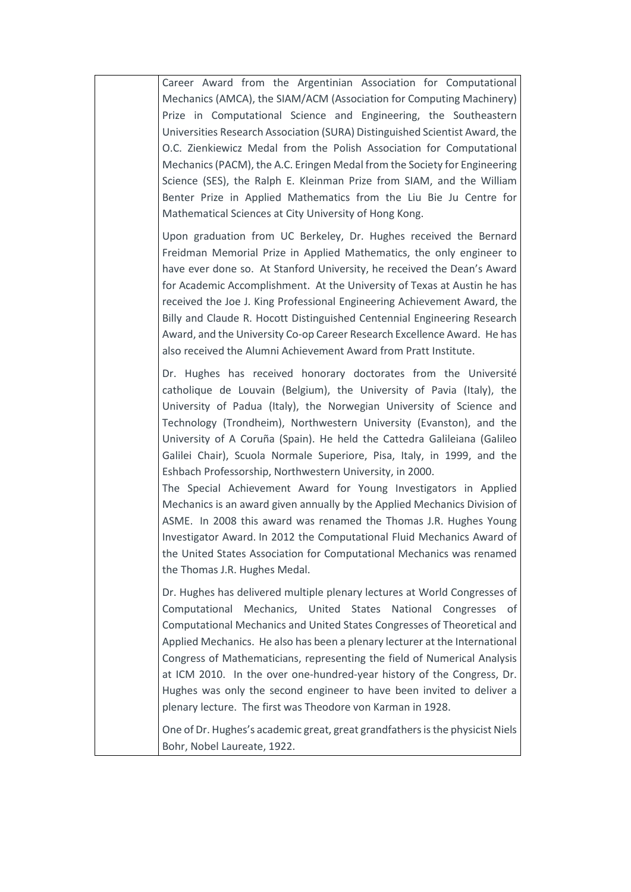Career Award from the Argentinian Association for Computational Mechanics (AMCA), the SIAM/ACM (Association for Computing Machinery) Prize in Computational Science and Engineering, the Southeastern Universities Research Association (SURA) Distinguished Scientist Award, the O.C. Zienkiewicz Medal from the Polish Association for Computational Mechanics (PACM), the A.C. Eringen Medal from the Society for Engineering Science (SES), the Ralph E. Kleinman Prize from SIAM, and the William Benter Prize in Applied Mathematics from the Liu Bie Ju Centre for Mathematical Sciences at City University of Hong Kong.

Upon graduation from UC Berkeley, Dr. Hughes received the Bernard Freidman Memorial Prize in Applied Mathematics, the only engineer to have ever done so. At Stanford University, he received the Dean's Award for Academic Accomplishment. At the University of Texas at Austin he has received the Joe J. King Professional Engineering Achievement Award, the Billy and Claude R. Hocott Distinguished Centennial Engineering Research Award, and the University Co-op Career Research Excellence Award. He has also received the Alumni Achievement Award from Pratt Institute.

Dr. Hughes has received honorary doctorates from the Université catholique de Louvain (Belgium), the University of Pavia (Italy), the University of Padua (Italy), the Norwegian University of Science and Technology (Trondheim), Northwestern University (Evanston), and the University of A Coruña (Spain). He held the Cattedra Galileiana (Galileo Galilei Chair), Scuola Normale Superiore, Pisa, Italy, in 1999, and the Eshbach Professorship, Northwestern University, in 2000.

The Special Achievement Award for Young Investigators in Applied Mechanics is an award given annually by the Applied Mechanics Division of ASME. In 2008 this award was renamed the Thomas J.R. Hughes Young Investigator Award. In 2012 the Computational Fluid Mechanics Award of the United States Association for Computational Mechanics was renamed the Thomas J.R. Hughes Medal.

Dr. Hughes has delivered multiple plenary lectures at World Congresses of Computational Mechanics, United States National Congresses of Computational Mechanics and United States Congresses of Theoretical and Applied Mechanics. He also has been a plenary lecturer at the International Congress of Mathematicians, representing the field of Numerical Analysis at ICM 2010. In the over one-hundred-year history of the Congress, Dr. Hughes was only the second engineer to have been invited to deliver a plenary lecture. The first was Theodore von Karman in 1928.

One of Dr. Hughes's academic great, great grandfathers is the physicist Niels Bohr, Nobel Laureate, 1922.